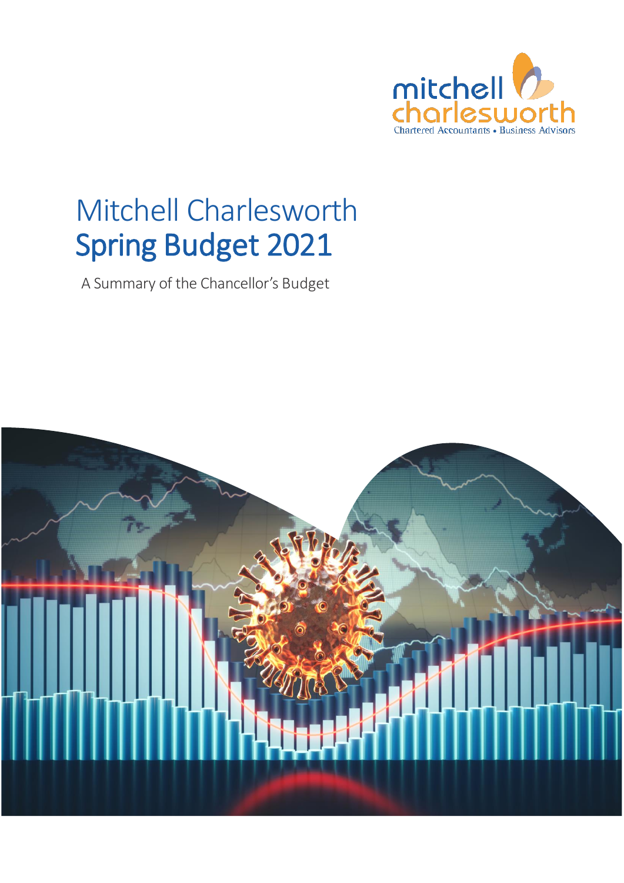mitchell charlesworth

Chartered Accountants • Business Advisors

# Mitchell Charlesworth
# Spring Budget 2021

A Summary of the Chancellor's Budget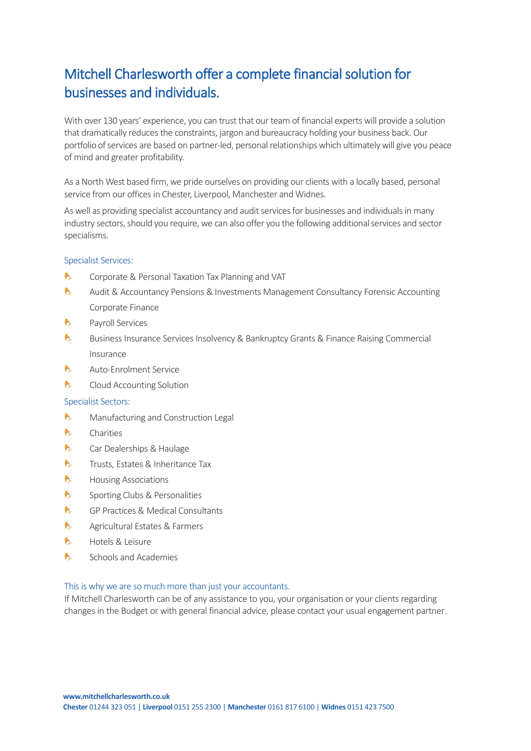# Mitchell Charlesworth offer a complete financial solution for businesses and individuals.

With over 130 years' experience, you can trust that our team of financial experts will provide a solution that dramatically reduces the constraints, jargon and bureaucracy holding your business back. Our portfolio of services are based on partner-led, personal relationships which ultimately will give you peace of mind and greater profitability.

As a North West based firm, we pride ourselves on providing our clients with a locally based, personal service from our offices in Chester, Liverpool, Manchester and Widnes.

As well as providing specialist accountancy and audit services for businesses and individuals in many industry sectors, should you require, we can also offer you the following additional services and sector specialisms.

## Specialist Services:

- Corporate & Personal Taxation Tax Planning and VAT
- Audit & Accountancy Pensions & Investments Management Consultancy Forensic Accounting Corporate Finance
- Payroll Services
- Business Insurance Services Insolvency & Bankruptcy Grants & Finance Raising Commercial Insurance
- Auto-Enrolment Service
- Cloud Accounting Solution

## Specialist Sectors:

- Manufacturing and Construction Legal
- Charities
- Car Dealerships & Haulage
- Trusts, Estates & Inheritance Tax
- Housing Associations
- Sporting Clubs & Personalities
- GP Practices & Medical Consultants
- Agricultural Estates & Farmers
- Hotels & Leisure
- Schools and Academies

## This is why we are so much more than just your accountants.

If Mitchell Charlesworth can be of any assistance to you, your organisation or your clients regarding changes in the Budget or with general financial advice, please contact your usual engagement partner.

**www.mitchellcharlesworth.co.uk**
**Chester** 01244 323 051 | **Liverpool** 0151 255 2300 | **Manchester** 0161 817 6100 | **Widnes** 0151 423 7500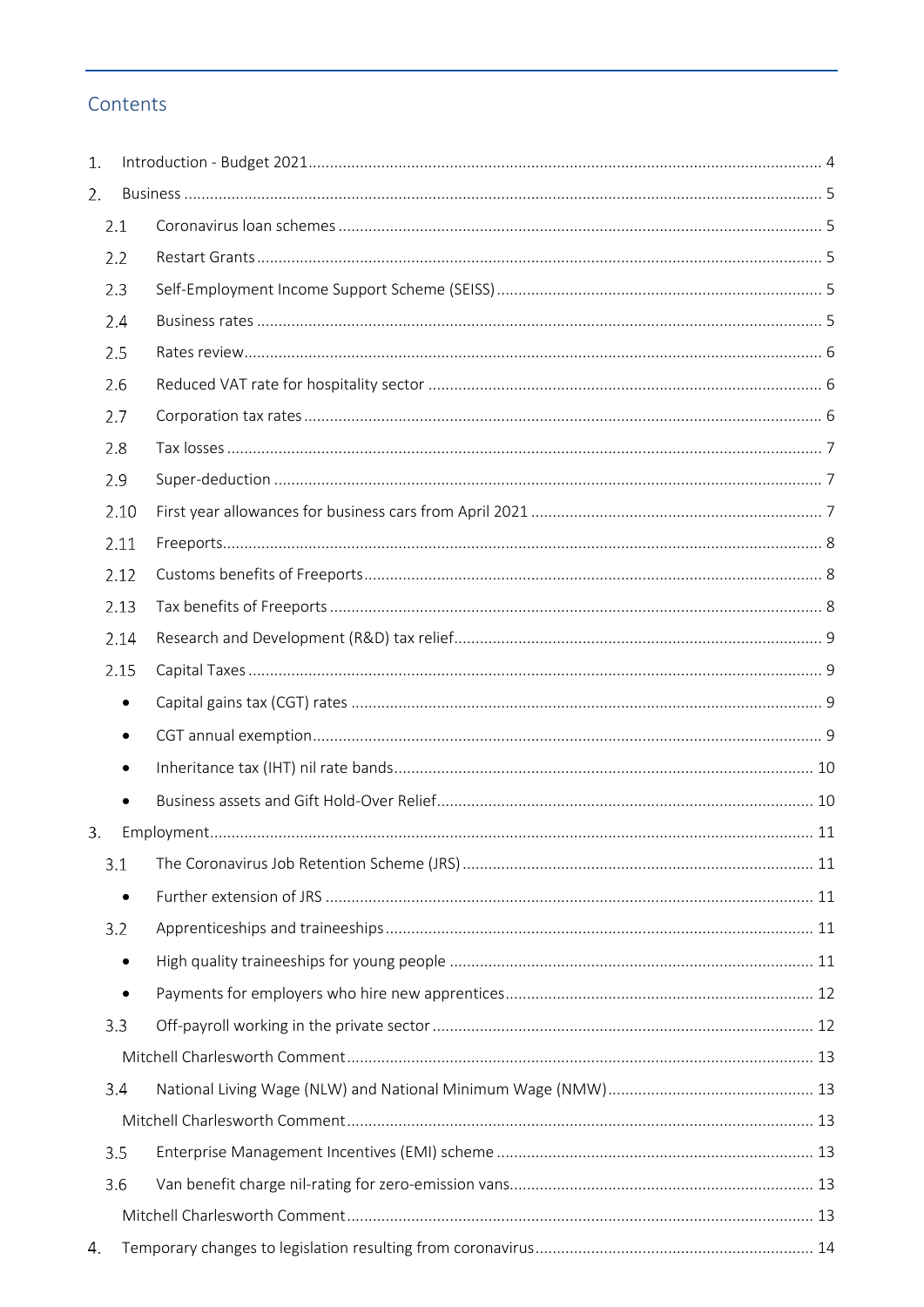## Contents

1. Introduction - Budget 2021 .......... 4
2. Business .......... 5
   - 2.1 Coronavirus loan schemes .......... 5
   - 2.2 Restart Grants .......... 5
   - 2.3 Self-Employment Income Support Scheme (SEISS) .......... 5
   - 2.4 Business rates .......... 5
   - 2.5 Rates review .......... 6
   - 2.6 Reduced VAT rate for hospitality sector .......... 6
   - 2.7 Corporation tax rates .......... 6
   - 2.8 Tax losses .......... 7
   - 2.9 Super-deduction .......... 7
   - 2.10 First year allowances for business cars from April 2021 .......... 7
   - 2.11 Freeports .......... 8
   - 2.12 Customs benefits of Freeports .......... 8
   - 2.13 Tax benefits of Freeports .......... 8
   - 2.14 Research and Development (R&D) tax relief .......... 9
   - 2.15 Capital Taxes .......... 9
     - Capital gains tax (CGT) rates .......... 9
     - CGT annual exemption .......... 9
     - Inheritance tax (IHT) nil rate bands .......... 10
     - Business assets and Gift Hold-Over Relief .......... 10
3. Employment .......... 11
   - 3.1 The Coronavirus Job Retention Scheme (JRS) .......... 11
     - Further extension of JRS .......... 11
   - 3.2 Apprenticeships and traineeships .......... 11
     - High quality traineeships for young people .......... 11
     - Payments for employers who hire new apprentices .......... 12
   - 3.3 Off-payroll working in the private sector .......... 12
     - Mitchell Charlesworth Comment .......... 13
   - 3.4 National Living Wage (NLW) and National Minimum Wage (NMW) .......... 13
     - Mitchell Charlesworth Comment .......... 13
   - 3.5 Enterprise Management Incentives (EMI) scheme .......... 13
   - 3.6 Van benefit charge nil-rating for zero-emission vans .......... 13
     - Mitchell Charlesworth Comment .......... 13
4. Temporary changes to legislation resulting from coronavirus .......... 14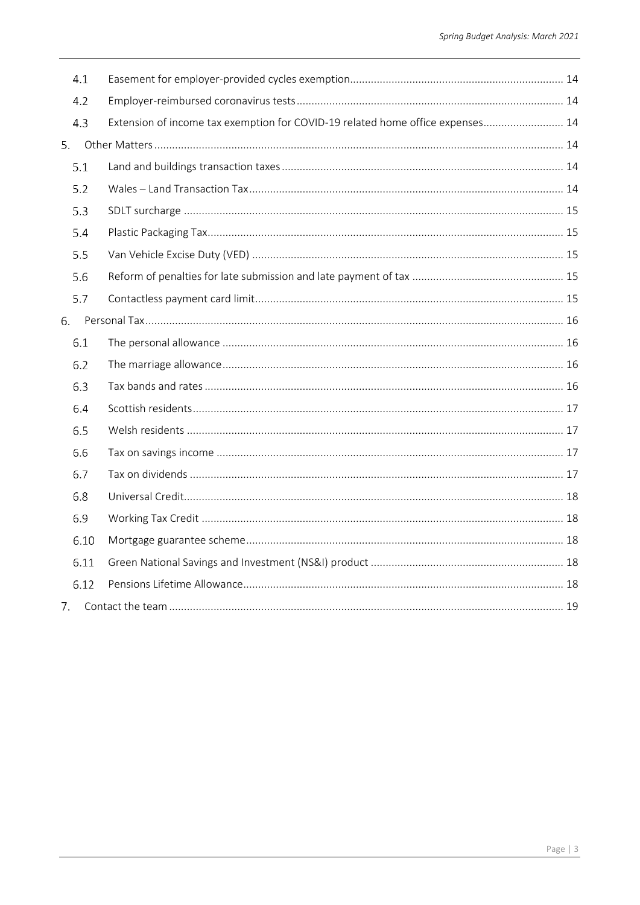4.1 Easement for employer-provided cycles exemption....................................................................... 14

4.2 Employer-reimbursed coronavirus tests......................................................................................... 14

4.3 Extension of income tax exemption for COVID-19 related home office expenses........................... 14

5. Other Matters........................................................................................................................................ 14

5.1 Land and buildings transaction taxes.............................................................................................. 14

5.2 Wales – Land Transaction Tax......................................................................................................... 14

5.3 SDLT surcharge .............................................................................................................................. 15

5.4 Plastic Packaging Tax....................................................................................................................... 15

5.5 Van Vehicle Excise Duty (VED) ........................................................................................................ 15

5.6 Reform of penalties for late submission and late payment of tax ................................................... 15

5.7 Contactless payment card limit....................................................................................................... 15

6. Personal Tax.......................................................................................................................................... 16

6.1 The personal allowance .................................................................................................................. 16

6.2 The marriage allowance.................................................................................................................. 16

6.3 Tax bands and rates ........................................................................................................................ 16

6.4 Scottish residents............................................................................................................................ 17

6.5 Welsh residents .............................................................................................................................. 17

6.6 Tax on savings income .................................................................................................................... 17

6.7 Tax on dividends ............................................................................................................................. 17

6.8 Universal Credit............................................................................................................................... 18

6.9 Working Tax Credit ......................................................................................................................... 18

6.10 Mortgage guarantee scheme.......................................................................................................... 18

6.11 Green National Savings and Investment (NS&I) product ................................................................. 18

6.12 Pensions Lifetime Allowance........................................................................................................... 18

7. Contact the team ................................................................................................................................... 19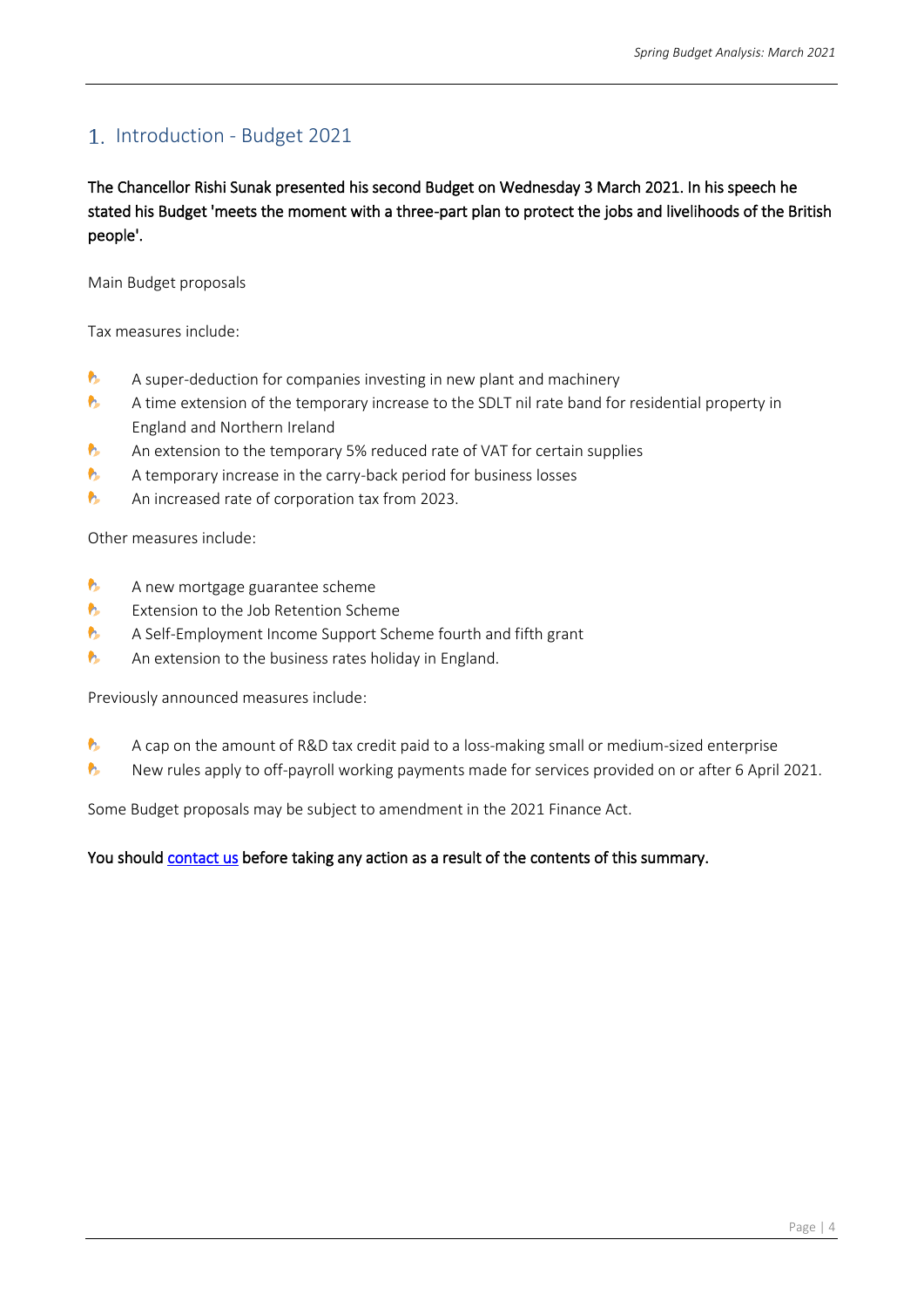## 1. Introduction - Budget 2021

**The Chancellor Rishi Sunak presented his second Budget on Wednesday 3 March 2021. In his speech he stated his Budget 'meets the moment with a three-part plan to protect the jobs and livelihoods of the British people'.**

Main Budget proposals

Tax measures include:

- A super-deduction for companies investing in new plant and machinery
- A time extension of the temporary increase to the SDLT nil rate band for residential property in England and Northern Ireland
- An extension to the temporary 5% reduced rate of VAT for certain supplies
- A temporary increase in the carry-back period for business losses
- An increased rate of corporation tax from 2023.

Other measures include:

- A new mortgage guarantee scheme
- Extension to the Job Retention Scheme
- A Self-Employment Income Support Scheme fourth and fifth grant
- An extension to the business rates holiday in England.

Previously announced measures include:

- A cap on the amount of R&D tax credit paid to a loss-making small or medium-sized enterprise
- New rules apply to off-payroll working payments made for services provided on or after 6 April 2021.

Some Budget proposals may be subject to amendment in the 2021 Finance Act.

**You should contact us before taking any action as a result of the contents of this summary.**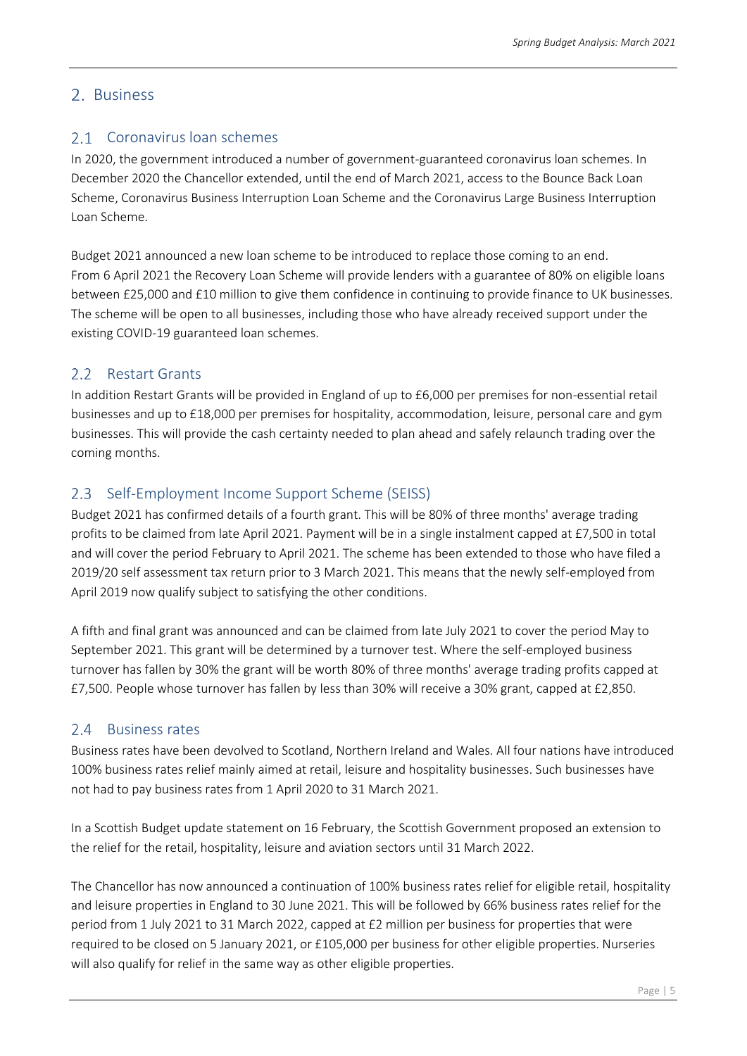# 2. Business

## 2.1 Coronavirus loan schemes

In 2020, the government introduced a number of government-guaranteed coronavirus loan schemes. In December 2020 the Chancellor extended, until the end of March 2021, access to the Bounce Back Loan Scheme, Coronavirus Business Interruption Loan Scheme and the Coronavirus Large Business Interruption Loan Scheme.

Budget 2021 announced a new loan scheme to be introduced to replace those coming to an end. From 6 April 2021 the Recovery Loan Scheme will provide lenders with a guarantee of 80% on eligible loans between £25,000 and £10 million to give them confidence in continuing to provide finance to UK businesses. The scheme will be open to all businesses, including those who have already received support under the existing COVID-19 guaranteed loan schemes.

## 2.2 Restart Grants

In addition Restart Grants will be provided in England of up to £6,000 per premises for non-essential retail businesses and up to £18,000 per premises for hospitality, accommodation, leisure, personal care and gym businesses. This will provide the cash certainty needed to plan ahead and safely relaunch trading over the coming months.

## 2.3 Self-Employment Income Support Scheme (SEISS)

Budget 2021 has confirmed details of a fourth grant. This will be 80% of three months' average trading profits to be claimed from late April 2021. Payment will be in a single instalment capped at £7,500 in total and will cover the period February to April 2021. The scheme has been extended to those who have filed a 2019/20 self assessment tax return prior to 3 March 2021. This means that the newly self-employed from April 2019 now qualify subject to satisfying the other conditions.

A fifth and final grant was announced and can be claimed from late July 2021 to cover the period May to September 2021. This grant will be determined by a turnover test. Where the self-employed business turnover has fallen by 30% the grant will be worth 80% of three months' average trading profits capped at £7,500. People whose turnover has fallen by less than 30% will receive a 30% grant, capped at £2,850.

## 2.4 Business rates

Business rates have been devolved to Scotland, Northern Ireland and Wales. All four nations have introduced 100% business rates relief mainly aimed at retail, leisure and hospitality businesses. Such businesses have not had to pay business rates from 1 April 2020 to 31 March 2021.

In a Scottish Budget update statement on 16 February, the Scottish Government proposed an extension to the relief for the retail, hospitality, leisure and aviation sectors until 31 March 2022.

The Chancellor has now announced a continuation of 100% business rates relief for eligible retail, hospitality and leisure properties in England to 30 June 2021. This will be followed by 66% business rates relief for the period from 1 July 2021 to 31 March 2022, capped at £2 million per business for properties that were required to be closed on 5 January 2021, or £105,000 per business for other eligible properties. Nurseries will also qualify for relief in the same way as other eligible properties.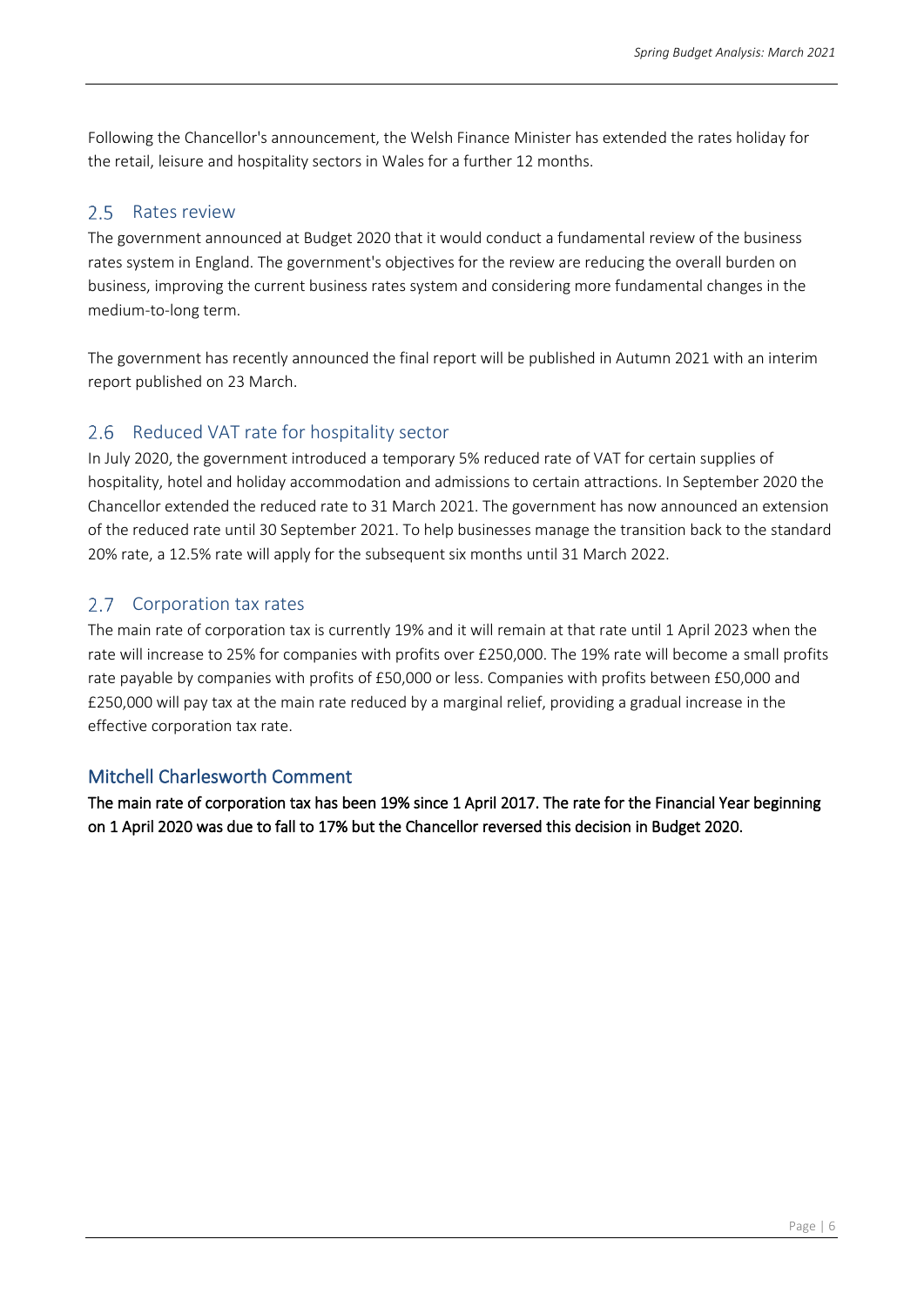Following the Chancellor's announcement, the Welsh Finance Minister has extended the rates holiday for the retail, leisure and hospitality sectors in Wales for a further 12 months.

## 2.5 Rates review

The government announced at Budget 2020 that it would conduct a fundamental review of the business rates system in England. The government's objectives for the review are reducing the overall burden on business, improving the current business rates system and considering more fundamental changes in the medium-to-long term.

The government has recently announced the final report will be published in Autumn 2021 with an interim report published on 23 March.

## 2.6 Reduced VAT rate for hospitality sector

In July 2020, the government introduced a temporary 5% reduced rate of VAT for certain supplies of hospitality, hotel and holiday accommodation and admissions to certain attractions. In September 2020 the Chancellor extended the reduced rate to 31 March 2021. The government has now announced an extension of the reduced rate until 30 September 2021. To help businesses manage the transition back to the standard 20% rate, a 12.5% rate will apply for the subsequent six months until 31 March 2022.

## 2.7 Corporation tax rates

The main rate of corporation tax is currently 19% and it will remain at that rate until 1 April 2023 when the rate will increase to 25% for companies with profits over £250,000. The 19% rate will become a small profits rate payable by companies with profits of £50,000 or less. Companies with profits between £50,000 and £250,000 will pay tax at the main rate reduced by a marginal relief, providing a gradual increase in the effective corporation tax rate.

### Mitchell Charlesworth Comment

**The main rate of corporation tax has been 19% since 1 April 2017. The rate for the Financial Year beginning on 1 April 2020 was due to fall to 17% but the Chancellor reversed this decision in Budget 2020.**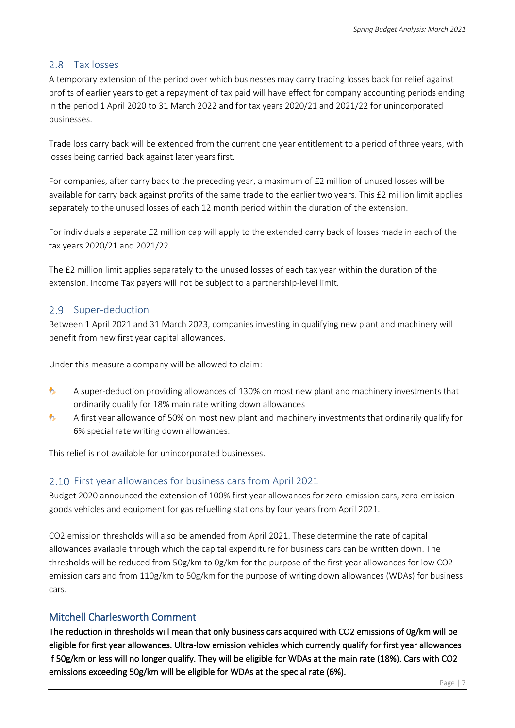## 2.8 Tax losses

A temporary extension of the period over which businesses may carry trading losses back for relief against profits of earlier years to get a repayment of tax paid will have effect for company accounting periods ending in the period 1 April 2020 to 31 March 2022 and for tax years 2020/21 and 2021/22 for unincorporated businesses.

Trade loss carry back will be extended from the current one year entitlement to a period of three years, with losses being carried back against later years first.

For companies, after carry back to the preceding year, a maximum of £2 million of unused losses will be available for carry back against profits of the same trade to the earlier two years. This £2 million limit applies separately to the unused losses of each 12 month period within the duration of the extension.

For individuals a separate £2 million cap will apply to the extended carry back of losses made in each of the tax years 2020/21 and 2021/22.

The £2 million limit applies separately to the unused losses of each tax year within the duration of the extension. Income Tax payers will not be subject to a partnership-level limit.

## 2.9 Super-deduction

Between 1 April 2021 and 31 March 2023, companies investing in qualifying new plant and machinery will benefit from new first year capital allowances.

Under this measure a company will be allowed to claim:

- A super-deduction providing allowances of 130% on most new plant and machinery investments that ordinarily qualify for 18% main rate writing down allowances
- A first year allowance of 50% on most new plant and machinery investments that ordinarily qualify for 6% special rate writing down allowances.

This relief is not available for unincorporated businesses.

## 2.10 First year allowances for business cars from April 2021

Budget 2020 announced the extension of 100% first year allowances for zero-emission cars, zero-emission goods vehicles and equipment for gas refuelling stations by four years from April 2021.

$CO_2$ emission thresholds will also be amended from April 2021. These determine the rate of capital allowances available through which the capital expenditure for business cars can be written down. The thresholds will be reduced from 50g/km to 0g/km for the purpose of the first year allowances for low $CO_2$ emission cars and from 110g/km to 50g/km for the purpose of writing down allowances (WDAs) for business cars.

### Mitchell Charlesworth Comment

**The reduction in thresholds will mean that only business cars acquired with $CO_2$ emissions of 0g/km will be eligible for first year allowances. Ultra-low emission vehicles which currently qualify for first year allowances if 50g/km or less will no longer qualify. They will be eligible for WDAs at the main rate (18%). Cars with $CO_2$ emissions exceeding 50g/km will be eligible for WDAs at the special rate (6%).**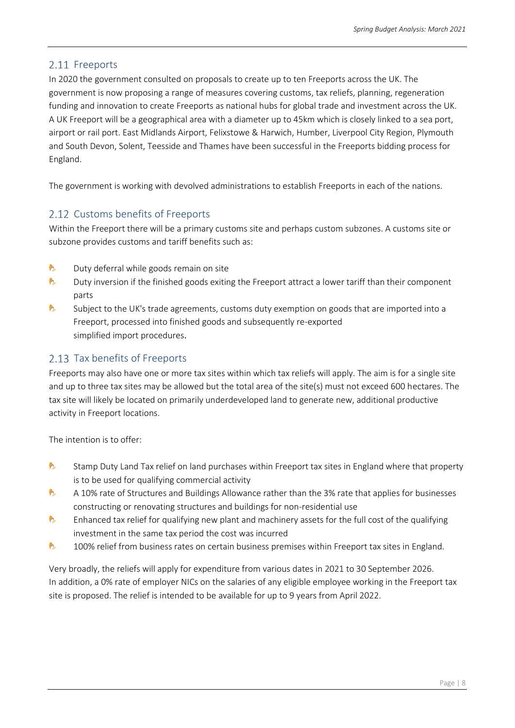## 2.11 Freeports

In 2020 the government consulted on proposals to create up to ten Freeports across the UK. The government is now proposing a range of measures covering customs, tax reliefs, planning, regeneration funding and innovation to create Freeports as national hubs for global trade and investment across the UK. A UK Freeport will be a geographical area with a diameter up to 45km which is closely linked to a sea port, airport or rail port. East Midlands Airport, Felixstowe & Harwich, Humber, Liverpool City Region, Plymouth and South Devon, Solent, Teesside and Thames have been successful in the Freeports bidding process for England.

The government is working with devolved administrations to establish Freeports in each of the nations.

## 2.12 Customs benefits of Freeports

Within the Freeport there will be a primary customs site and perhaps custom subzones. A customs site or subzone provides customs and tariff benefits such as:

- Duty deferral while goods remain on site
- Duty inversion if the finished goods exiting the Freeport attract a lower tariff than their component parts
- Subject to the UK's trade agreements, customs duty exemption on goods that are imported into a Freeport, processed into finished goods and subsequently re-exported simplified import procedures.

## 2.13 Tax benefits of Freeports

Freeports may also have one or more tax sites within which tax reliefs will apply. The aim is for a single site and up to three tax sites may be allowed but the total area of the site(s) must not exceed 600 hectares. The tax site will likely be located on primarily underdeveloped land to generate new, additional productive activity in Freeport locations.

The intention is to offer:

- Stamp Duty Land Tax relief on land purchases within Freeport tax sites in England where that property is to be used for qualifying commercial activity
- A 10% rate of Structures and Buildings Allowance rather than the 3% rate that applies for businesses constructing or renovating structures and buildings for non-residential use
- Enhanced tax relief for qualifying new plant and machinery assets for the full cost of the qualifying investment in the same tax period the cost was incurred
- 100% relief from business rates on certain business premises within Freeport tax sites in England.

Very broadly, the reliefs will apply for expenditure from various dates in 2021 to 30 September 2026. In addition, a 0% rate of employer NICs on the salaries of any eligible employee working in the Freeport tax site is proposed. The relief is intended to be available for up to 9 years from April 2022.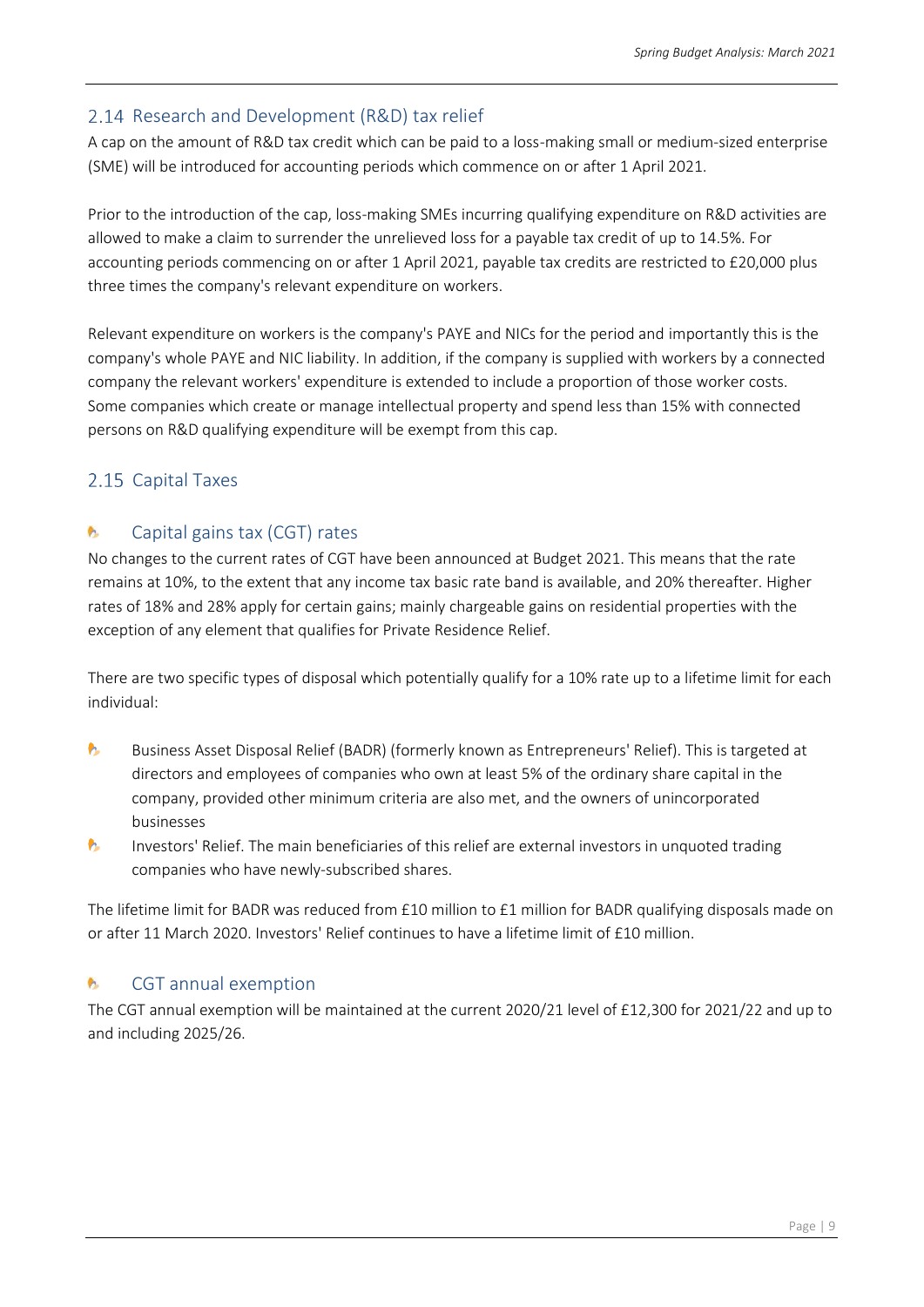## 2.14 Research and Development (R&D) tax relief

A cap on the amount of R&D tax credit which can be paid to a loss-making small or medium-sized enterprise (SME) will be introduced for accounting periods which commence on or after 1 April 2021.

Prior to the introduction of the cap, loss-making SMEs incurring qualifying expenditure on R&D activities are allowed to make a claim to surrender the unrelieved loss for a payable tax credit of up to 14.5%. For accounting periods commencing on or after 1 April 2021, payable tax credits are restricted to £20,000 plus three times the company's relevant expenditure on workers.

Relevant expenditure on workers is the company's PAYE and NICs for the period and importantly this is the company's whole PAYE and NIC liability. In addition, if the company is supplied with workers by a connected company the relevant workers' expenditure is extended to include a proportion of those worker costs. Some companies which create or manage intellectual property and spend less than 15% with connected persons on R&D qualifying expenditure will be exempt from this cap.

## 2.15 Capital Taxes

### Capital gains tax (CGT) rates

No changes to the current rates of CGT have been announced at Budget 2021. This means that the rate remains at 10%, to the extent that any income tax basic rate band is available, and 20% thereafter. Higher rates of 18% and 28% apply for certain gains; mainly chargeable gains on residential properties with the exception of any element that qualifies for Private Residence Relief.

There are two specific types of disposal which potentially qualify for a 10% rate up to a lifetime limit for each individual:

- Business Asset Disposal Relief (BADR) (formerly known as Entrepreneurs' Relief). This is targeted at directors and employees of companies who own at least 5% of the ordinary share capital in the company, provided other minimum criteria are also met, and the owners of unincorporated businesses
- Investors' Relief. The main beneficiaries of this relief are external investors in unquoted trading companies who have newly-subscribed shares.

The lifetime limit for BADR was reduced from £10 million to £1 million for BADR qualifying disposals made on or after 11 March 2020. Investors' Relief continues to have a lifetime limit of £10 million.

### CGT annual exemption

The CGT annual exemption will be maintained at the current 2020/21 level of £12,300 for 2021/22 and up to and including 2025/26.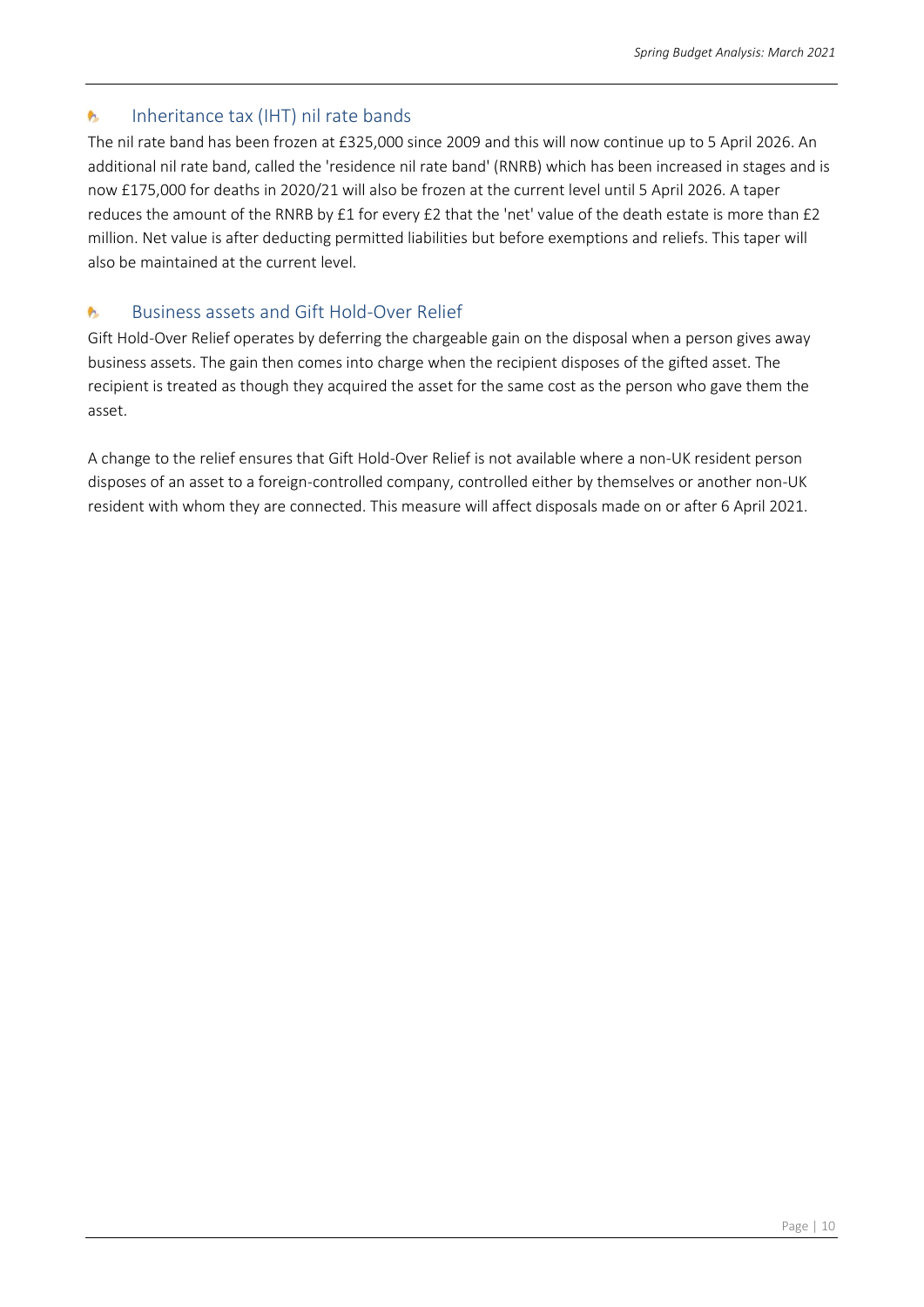## Inheritance tax (IHT) nil rate bands

The nil rate band has been frozen at £325,000 since 2009 and this will now continue up to 5 April 2026. An additional nil rate band, called the 'residence nil rate band' (RNRB) which has been increased in stages and is now £175,000 for deaths in 2020/21 will also be frozen at the current level until 5 April 2026. A taper reduces the amount of the RNRB by £1 for every £2 that the 'net' value of the death estate is more than £2 million. Net value is after deducting permitted liabilities but before exemptions and reliefs. This taper will also be maintained at the current level.

## Business assets and Gift Hold-Over Relief

Gift Hold-Over Relief operates by deferring the chargeable gain on the disposal when a person gives away business assets. The gain then comes into charge when the recipient disposes of the gifted asset. The recipient is treated as though they acquired the asset for the same cost as the person who gave them the asset.

A change to the relief ensures that Gift Hold-Over Relief is not available where a non-UK resident person disposes of an asset to a foreign-controlled company, controlled either by themselves or another non-UK resident with whom they are connected. This measure will affect disposals made on or after 6 April 2021.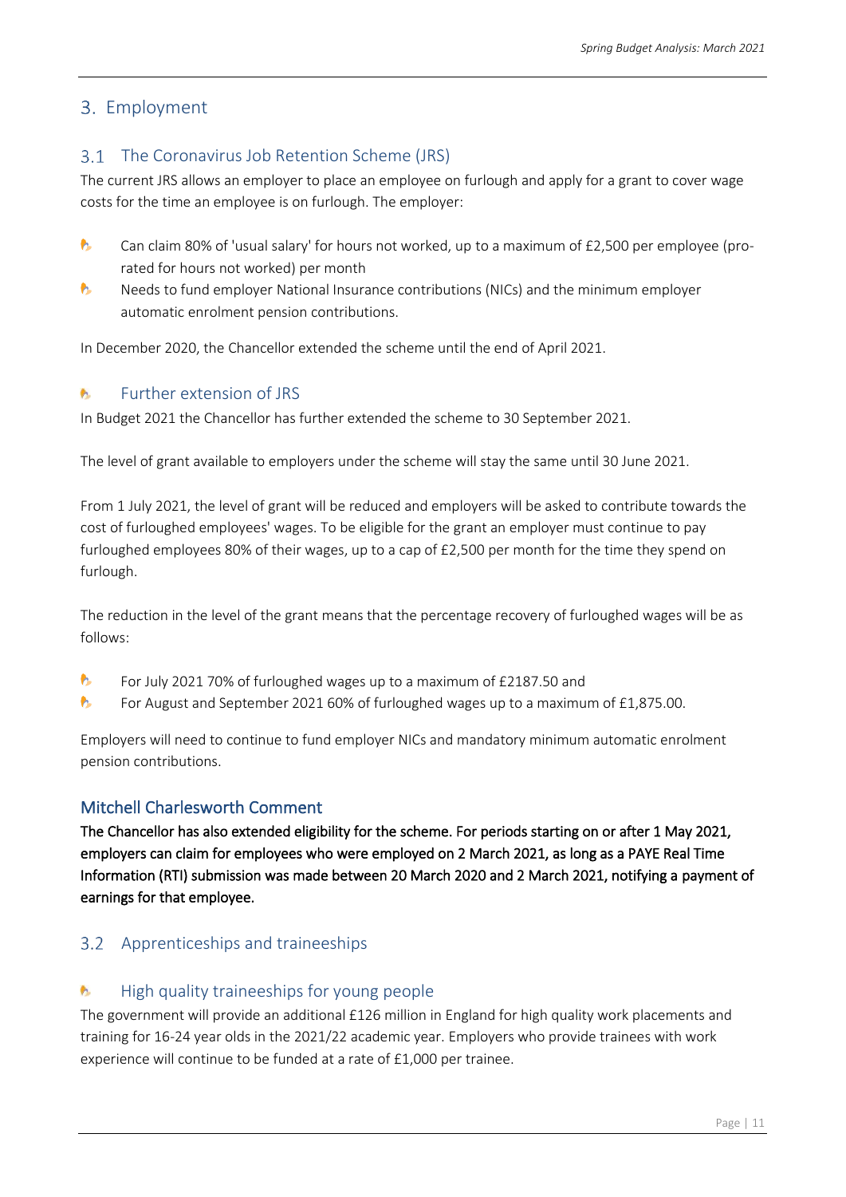## 3. Employment

### 3.1 The Coronavirus Job Retention Scheme (JRS)

The current JRS allows an employer to place an employee on furlough and apply for a grant to cover wage costs for the time an employee is on furlough. The employer:

- Can claim 80% of 'usual salary' for hours not worked, up to a maximum of £2,500 per employee (pro-rated for hours not worked) per month
- Needs to fund employer National Insurance contributions (NICs) and the minimum employer automatic enrolment pension contributions.

In December 2020, the Chancellor extended the scheme until the end of April 2021.

#### Further extension of JRS

In Budget 2021 the Chancellor has further extended the scheme to 30 September 2021.

The level of grant available to employers under the scheme will stay the same until 30 June 2021.

From 1 July 2021, the level of grant will be reduced and employers will be asked to contribute towards the cost of furloughed employees' wages. To be eligible for the grant an employer must continue to pay furloughed employees 80% of their wages, up to a cap of £2,500 per month for the time they spend on furlough.

The reduction in the level of the grant means that the percentage recovery of furloughed wages will be as follows:

- For July 2021 70% of furloughed wages up to a maximum of £2187.50 and
- For August and September 2021 60% of furloughed wages up to a maximum of £1,875.00.

Employers will need to continue to fund employer NICs and mandatory minimum automatic enrolment pension contributions.

#### Mitchell Charlesworth Comment

**The Chancellor has also extended eligibility for the scheme. For periods starting on or after 1 May 2021, employers can claim for employees who were employed on 2 March 2021, as long as a PAYE Real Time Information (RTI) submission was made between 20 March 2020 and 2 March 2021, notifying a payment of earnings for that employee.**

### 3.2 Apprenticeships and traineeships

#### High quality traineeships for young people

The government will provide an additional £126 million in England for high quality work placements and training for 16-24 year olds in the 2021/22 academic year. Employers who provide trainees with work experience will continue to be funded at a rate of £1,000 per trainee.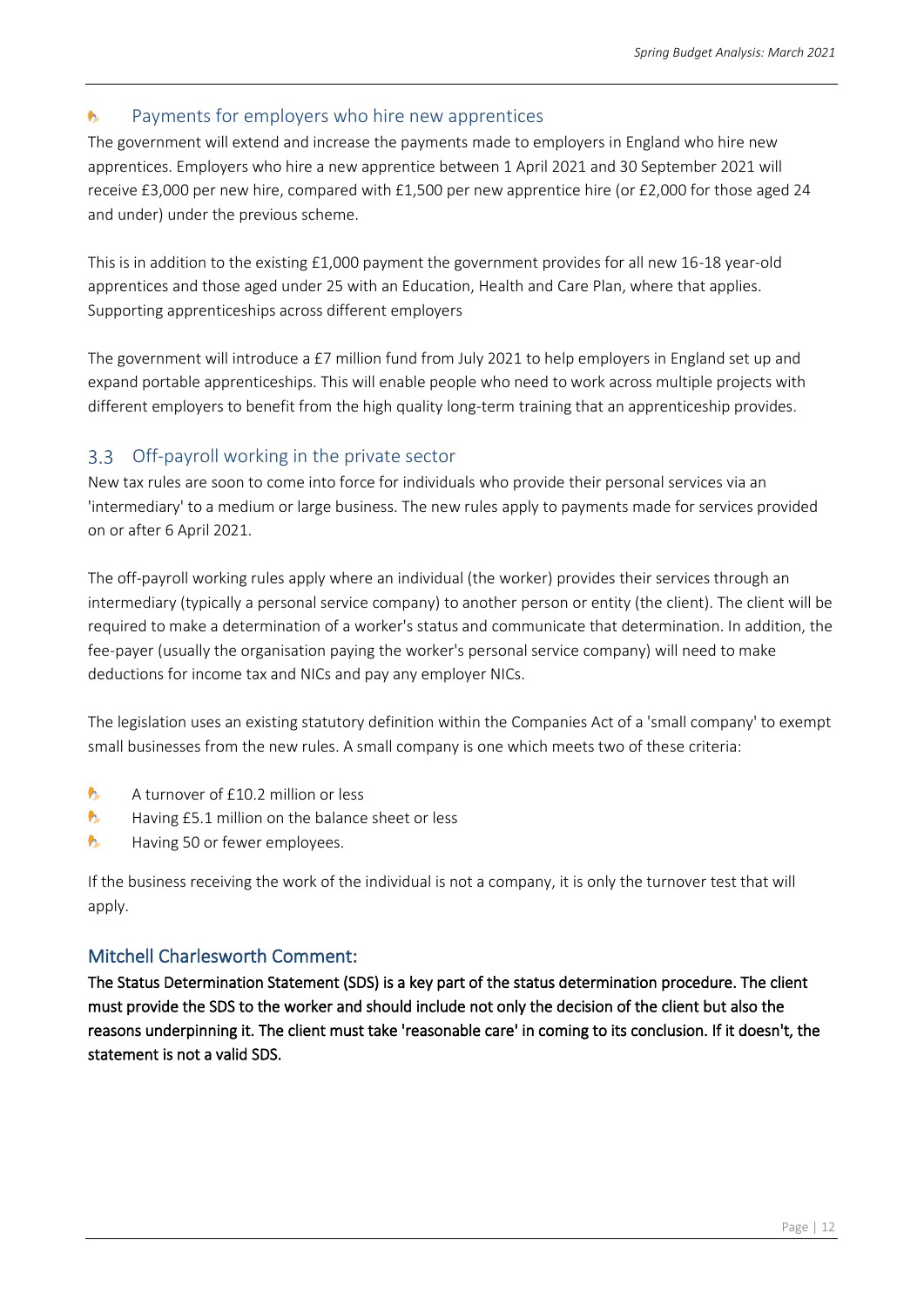### Payments for employers who hire new apprentices

The government will extend and increase the payments made to employers in England who hire new apprentices. Employers who hire a new apprentice between 1 April 2021 and 30 September 2021 will receive £3,000 per new hire, compared with £1,500 per new apprentice hire (or £2,000 for those aged 24 and under) under the previous scheme.

This is in addition to the existing £1,000 payment the government provides for all new 16-18 year-old apprentices and those aged under 25 with an Education, Health and Care Plan, where that applies. Supporting apprenticeships across different employers

The government will introduce a £7 million fund from July 2021 to help employers in England set up and expand portable apprenticeships. This will enable people who need to work across multiple projects with different employers to benefit from the high quality long-term training that an apprenticeship provides.

## 3.3 Off-payroll working in the private sector

New tax rules are soon to come into force for individuals who provide their personal services via an 'intermediary' to a medium or large business. The new rules apply to payments made for services provided on or after 6 April 2021.

The off-payroll working rules apply where an individual (the worker) provides their services through an intermediary (typically a personal service company) to another person or entity (the client). The client will be required to make a determination of a worker's status and communicate that determination. In addition, the fee-payer (usually the organisation paying the worker's personal service company) will need to make deductions for income tax and NICs and pay any employer NICs.

The legislation uses an existing statutory definition within the Companies Act of a 'small company' to exempt small businesses from the new rules. A small company is one which meets two of these criteria:

- A turnover of £10.2 million or less
- Having £5.1 million on the balance sheet or less
- Having 50 or fewer employees.

If the business receiving the work of the individual is not a company, it is only the turnover test that will apply.

### Mitchell Charlesworth Comment:

**The Status Determination Statement (SDS) is a key part of the status determination procedure. The client must provide the SDS to the worker and should include not only the decision of the client but also the reasons underpinning it. The client must take 'reasonable care' in coming to its conclusion. If it doesn't, the statement is not a valid SDS.**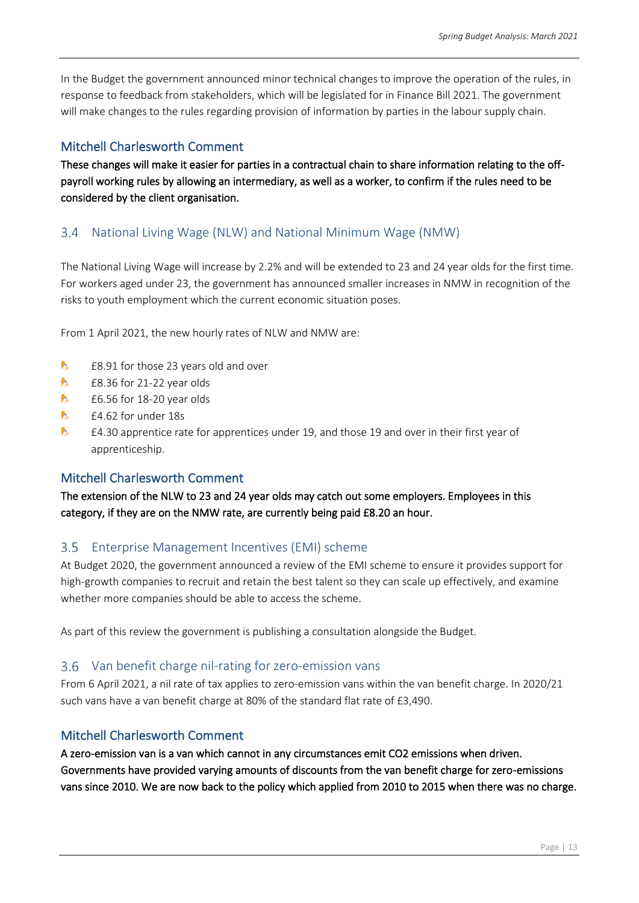In the Budget the government announced minor technical changes to improve the operation of the rules, in response to feedback from stakeholders, which will be legislated for in Finance Bill 2021. The government will make changes to the rules regarding provision of information by parties in the labour supply chain.

### Mitchell Charlesworth Comment

**These changes will make it easier for parties in a contractual chain to share information relating to the off-payroll working rules by allowing an intermediary, as well as a worker, to confirm if the rules need to be considered by the client organisation.**

## 3.4 National Living Wage (NLW) and National Minimum Wage (NMW)

The National Living Wage will increase by 2.2% and will be extended to 23 and 24 year olds for the first time. For workers aged under 23, the government has announced smaller increases in NMW in recognition of the risks to youth employment which the current economic situation poses.

From 1 April 2021, the new hourly rates of NLW and NMW are:

- £8.91 for those 23 years old and over
- £8.36 for 21-22 year olds
- £6.56 for 18-20 year olds
- £4.62 for under 18s
- £4.30 apprentice rate for apprentices under 19, and those 19 and over in their first year of apprenticeship.

### Mitchell Charlesworth Comment

**The extension of the NLW to 23 and 24 year olds may catch out some employers. Employees in this category, if they are on the NMW rate, are currently being paid £8.20 an hour.**

## 3.5 Enterprise Management Incentives (EMI) scheme

At Budget 2020, the government announced a review of the EMI scheme to ensure it provides support for high-growth companies to recruit and retain the best talent so they can scale up effectively, and examine whether more companies should be able to access the scheme.

As part of this review the government is publishing a consultation alongside the Budget.

## 3.6 Van benefit charge nil-rating for zero-emission vans

From 6 April 2021, a nil rate of tax applies to zero-emission vans within the van benefit charge. In 2020/21 such vans have a van benefit charge at 80% of the standard flat rate of £3,490.

### Mitchell Charlesworth Comment

**A zero-emission van is a van which cannot in any circumstances emit CO2 emissions when driven. Governments have provided varying amounts of discounts from the van benefit charge for zero-emissions vans since 2010. We are now back to the policy which applied from 2010 to 2015 when there was no charge.**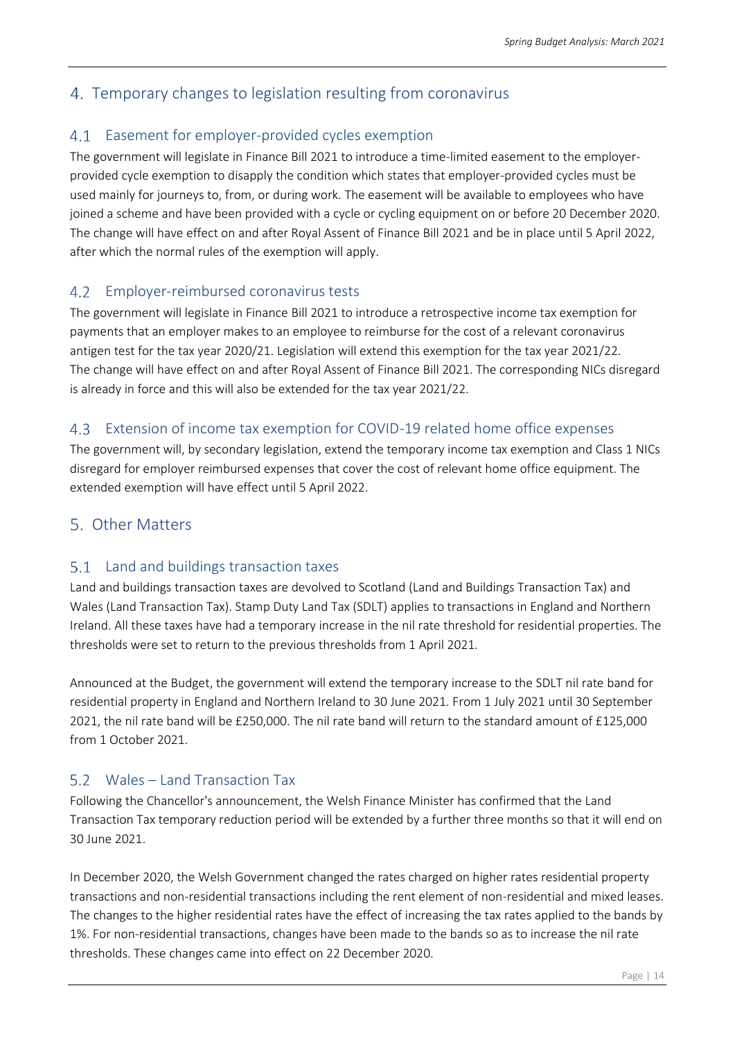## 4. Temporary changes to legislation resulting from coronavirus

### 4.1 Easement for employer-provided cycles exemption

The government will legislate in Finance Bill 2021 to introduce a time-limited easement to the employer-provided cycle exemption to disapply the condition which states that employer-provided cycles must be used mainly for journeys to, from, or during work. The easement will be available to employees who have joined a scheme and have been provided with a cycle or cycling equipment on or before 20 December 2020. The change will have effect on and after Royal Assent of Finance Bill 2021 and be in place until 5 April 2022, after which the normal rules of the exemption will apply.

### 4.2 Employer-reimbursed coronavirus tests

The government will legislate in Finance Bill 2021 to introduce a retrospective income tax exemption for payments that an employer makes to an employee to reimburse for the cost of a relevant coronavirus antigen test for the tax year 2020/21. Legislation will extend this exemption for the tax year 2021/22. The change will have effect on and after Royal Assent of Finance Bill 2021. The corresponding NICs disregard is already in force and this will also be extended for the tax year 2021/22.

### 4.3 Extension of income tax exemption for COVID-19 related home office expenses

The government will, by secondary legislation, extend the temporary income tax exemption and Class 1 NICs disregard for employer reimbursed expenses that cover the cost of relevant home office equipment. The extended exemption will have effect until 5 April 2022.

## 5. Other Matters

### 5.1 Land and buildings transaction taxes

Land and buildings transaction taxes are devolved to Scotland (Land and Buildings Transaction Tax) and Wales (Land Transaction Tax). Stamp Duty Land Tax (SDLT) applies to transactions in England and Northern Ireland. All these taxes have had a temporary increase in the nil rate threshold for residential properties. The thresholds were set to return to the previous thresholds from 1 April 2021.

Announced at the Budget, the government will extend the temporary increase to the SDLT nil rate band for residential property in England and Northern Ireland to 30 June 2021. From 1 July 2021 until 30 September 2021, the nil rate band will be £250,000. The nil rate band will return to the standard amount of £125,000 from 1 October 2021.

### 5.2 Wales – Land Transaction Tax

Following the Chancellor's announcement, the Welsh Finance Minister has confirmed that the Land Transaction Tax temporary reduction period will be extended by a further three months so that it will end on 30 June 2021.

In December 2020, the Welsh Government changed the rates charged on higher rates residential property transactions and non-residential transactions including the rent element of non-residential and mixed leases. The changes to the higher residential rates have the effect of increasing the tax rates applied to the bands by 1%. For non-residential transactions, changes have been made to the bands so as to increase the nil rate thresholds. These changes came into effect on 22 December 2020.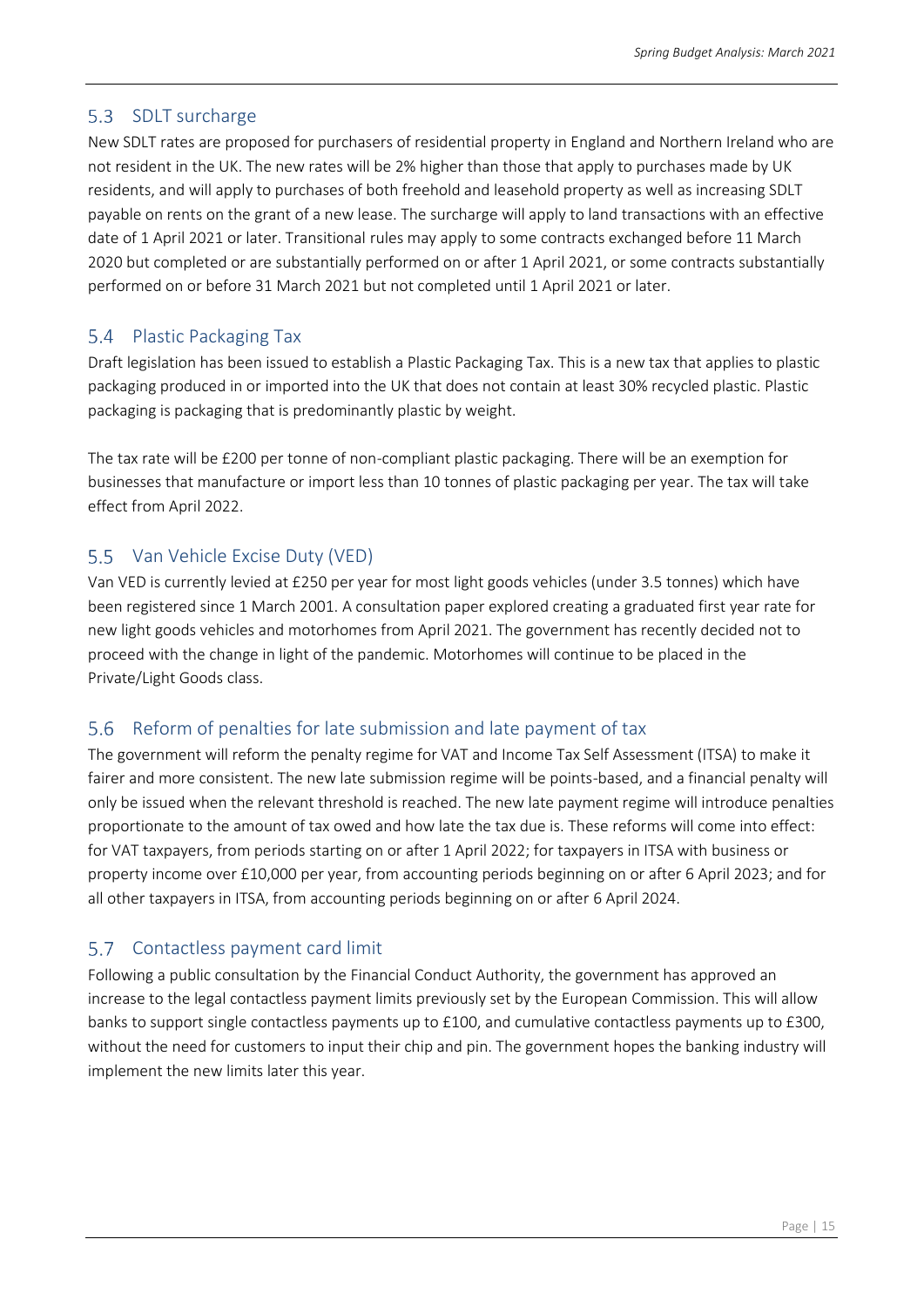## 5.3 SDLT surcharge

New SDLT rates are proposed for purchasers of residential property in England and Northern Ireland who are not resident in the UK. The new rates will be 2% higher than those that apply to purchases made by UK residents, and will apply to purchases of both freehold and leasehold property as well as increasing SDLT payable on rents on the grant of a new lease. The surcharge will apply to land transactions with an effective date of 1 April 2021 or later. Transitional rules may apply to some contracts exchanged before 11 March 2020 but completed or are substantially performed on or after 1 April 2021, or some contracts substantially performed on or before 31 March 2021 but not completed until 1 April 2021 or later.

## 5.4 Plastic Packaging Tax

Draft legislation has been issued to establish a Plastic Packaging Tax. This is a new tax that applies to plastic packaging produced in or imported into the UK that does not contain at least 30% recycled plastic. Plastic packaging is packaging that is predominantly plastic by weight.

The tax rate will be £200 per tonne of non-compliant plastic packaging. There will be an exemption for businesses that manufacture or import less than 10 tonnes of plastic packaging per year. The tax will take effect from April 2022.

## 5.5 Van Vehicle Excise Duty (VED)

Van VED is currently levied at £250 per year for most light goods vehicles (under 3.5 tonnes) which have been registered since 1 March 2001. A consultation paper explored creating a graduated first year rate for new light goods vehicles and motorhomes from April 2021. The government has recently decided not to proceed with the change in light of the pandemic. Motorhomes will continue to be placed in the Private/Light Goods class.

## 5.6 Reform of penalties for late submission and late payment of tax

The government will reform the penalty regime for VAT and Income Tax Self Assessment (ITSA) to make it fairer and more consistent. The new late submission regime will be points-based, and a financial penalty will only be issued when the relevant threshold is reached. The new late payment regime will introduce penalties proportionate to the amount of tax owed and how late the tax due is. These reforms will come into effect: for VAT taxpayers, from periods starting on or after 1 April 2022; for taxpayers in ITSA with business or property income over £10,000 per year, from accounting periods beginning on or after 6 April 2023; and for all other taxpayers in ITSA, from accounting periods beginning on or after 6 April 2024.

## 5.7 Contactless payment card limit

Following a public consultation by the Financial Conduct Authority, the government has approved an increase to the legal contactless payment limits previously set by the European Commission. This will allow banks to support single contactless payments up to £100, and cumulative contactless payments up to £300, without the need for customers to input their chip and pin. The government hopes the banking industry will implement the new limits later this year.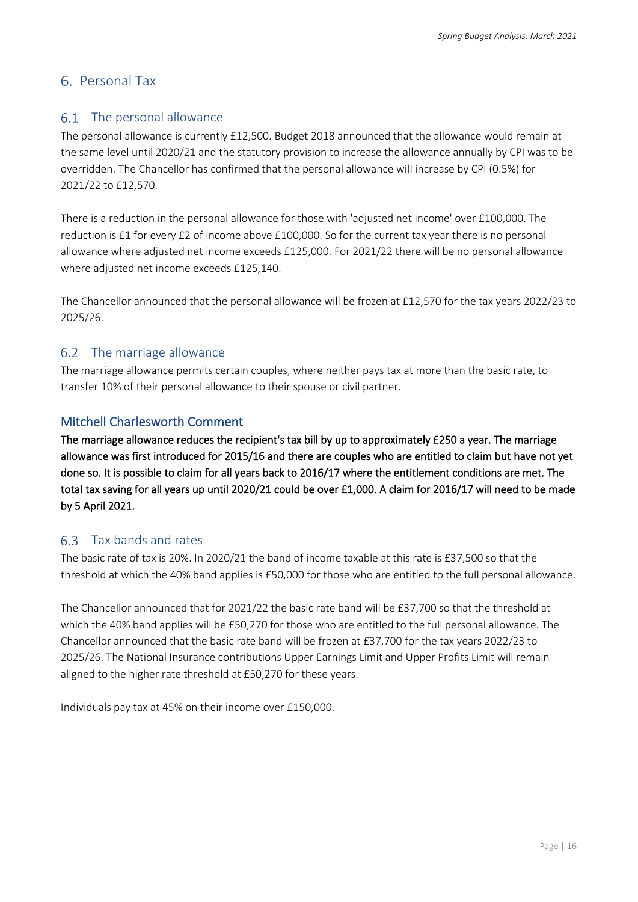## 6. Personal Tax

### 6.1 The personal allowance

The personal allowance is currently £12,500. Budget 2018 announced that the allowance would remain at the same level until 2020/21 and the statutory provision to increase the allowance annually by CPI was to be overridden. The Chancellor has confirmed that the personal allowance will increase by CPI (0.5%) for 2021/22 to £12,570.

There is a reduction in the personal allowance for those with 'adjusted net income' over £100,000. The reduction is £1 for every £2 of income above £100,000. So for the current tax year there is no personal allowance where adjusted net income exceeds £125,000. For 2021/22 there will be no personal allowance where adjusted net income exceeds £125,140.

The Chancellor announced that the personal allowance will be frozen at £12,570 for the tax years 2022/23 to 2025/26.

### 6.2 The marriage allowance

The marriage allowance permits certain couples, where neither pays tax at more than the basic rate, to transfer 10% of their personal allowance to their spouse or civil partner.

#### Mitchell Charlesworth Comment

**The marriage allowance reduces the recipient's tax bill by up to approximately £250 a year. The marriage allowance was first introduced for 2015/16 and there are couples who are entitled to claim but have not yet done so. It is possible to claim for all years back to 2016/17 where the entitlement conditions are met. The total tax saving for all years up until 2020/21 could be over £1,000. A claim for 2016/17 will need to be made by 5 April 2021.**

### 6.3 Tax bands and rates

The basic rate of tax is 20%. In 2020/21 the band of income taxable at this rate is £37,500 so that the threshold at which the 40% band applies is £50,000 for those who are entitled to the full personal allowance.

The Chancellor announced that for 2021/22 the basic rate band will be £37,700 so that the threshold at which the 40% band applies will be £50,270 for those who are entitled to the full personal allowance. The Chancellor announced that the basic rate band will be frozen at £37,700 for the tax years 2022/23 to 2025/26. The National Insurance contributions Upper Earnings Limit and Upper Profits Limit will remain aligned to the higher rate threshold at £50,270 for these years.

Individuals pay tax at 45% on their income over £150,000.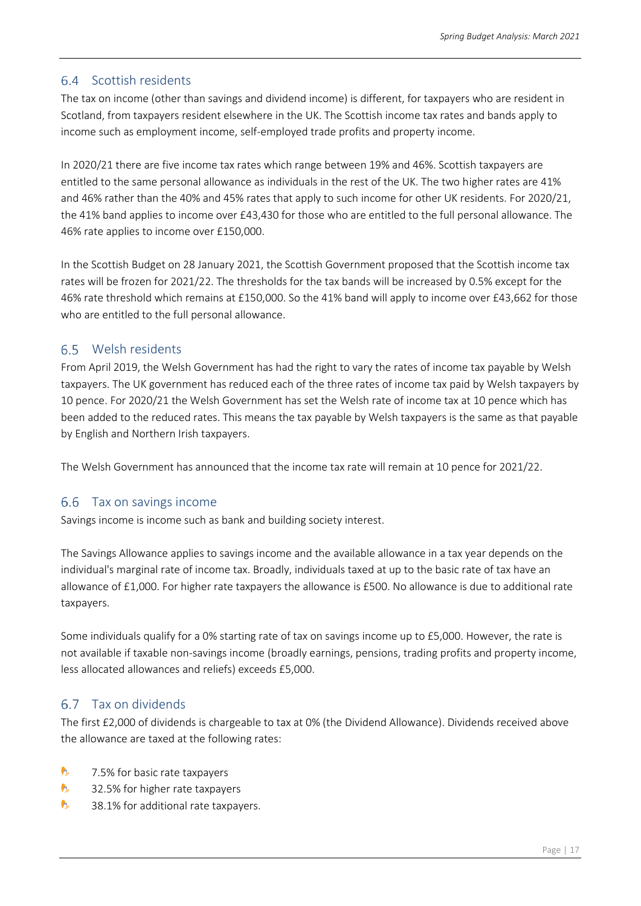## 6.4 Scottish residents

The tax on income (other than savings and dividend income) is different, for taxpayers who are resident in Scotland, from taxpayers resident elsewhere in the UK. The Scottish income tax rates and bands apply to income such as employment income, self-employed trade profits and property income.

In 2020/21 there are five income tax rates which range between 19% and 46%. Scottish taxpayers are entitled to the same personal allowance as individuals in the rest of the UK. The two higher rates are 41% and 46% rather than the 40% and 45% rates that apply to such income for other UK residents. For 2020/21, the 41% band applies to income over £43,430 for those who are entitled to the full personal allowance. The 46% rate applies to income over £150,000.

In the Scottish Budget on 28 January 2021, the Scottish Government proposed that the Scottish income tax rates will be frozen for 2021/22. The thresholds for the tax bands will be increased by 0.5% except for the 46% rate threshold which remains at £150,000. So the 41% band will apply to income over £43,662 for those who are entitled to the full personal allowance.

## 6.5 Welsh residents

From April 2019, the Welsh Government has had the right to vary the rates of income tax payable by Welsh taxpayers. The UK government has reduced each of the three rates of income tax paid by Welsh taxpayers by 10 pence. For 2020/21 the Welsh Government has set the Welsh rate of income tax at 10 pence which has been added to the reduced rates. This means the tax payable by Welsh taxpayers is the same as that payable by English and Northern Irish taxpayers.

The Welsh Government has announced that the income tax rate will remain at 10 pence for 2021/22.

## 6.6 Tax on savings income

Savings income is income such as bank and building society interest.

The Savings Allowance applies to savings income and the available allowance in a tax year depends on the individual's marginal rate of income tax. Broadly, individuals taxed at up to the basic rate of tax have an allowance of £1,000. For higher rate taxpayers the allowance is £500. No allowance is due to additional rate taxpayers.

Some individuals qualify for a 0% starting rate of tax on savings income up to £5,000. However, the rate is not available if taxable non-savings income (broadly earnings, pensions, trading profits and property income, less allocated allowances and reliefs) exceeds £5,000.

## 6.7 Tax on dividends

The first £2,000 of dividends is chargeable to tax at 0% (the Dividend Allowance). Dividends received above the allowance are taxed at the following rates:

- 7.5% for basic rate taxpayers
- 32.5% for higher rate taxpayers
- 38.1% for additional rate taxpayers.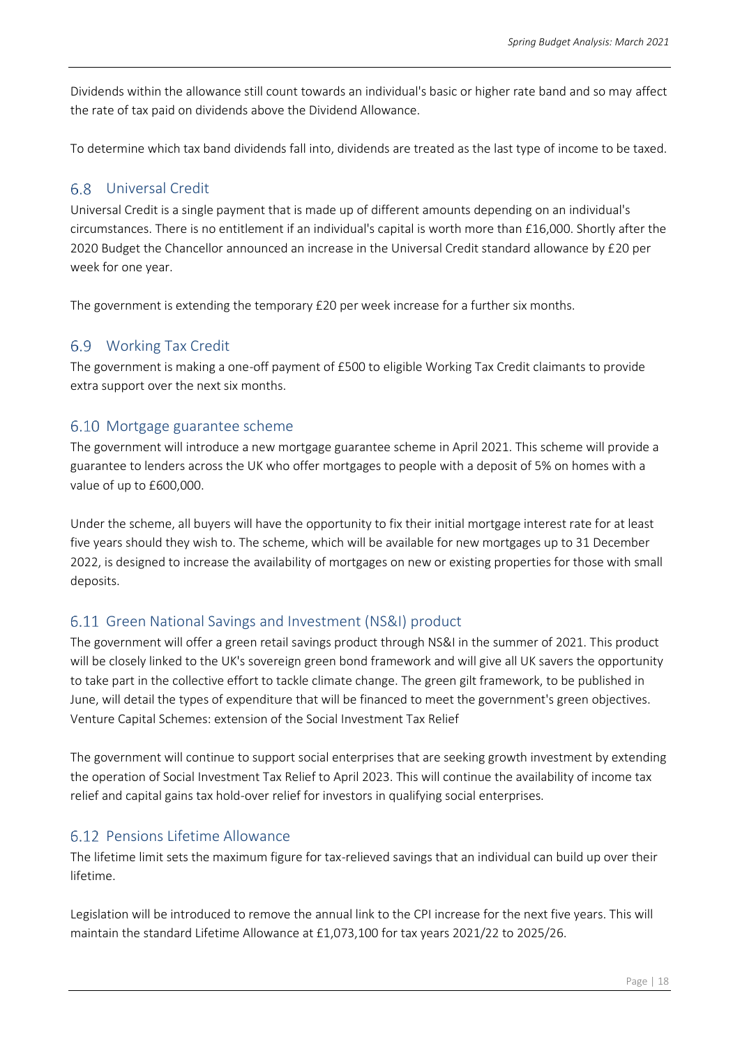Dividends within the allowance still count towards an individual's basic or higher rate band and so may affect the rate of tax paid on dividends above the Dividend Allowance.

To determine which tax band dividends fall into, dividends are treated as the last type of income to be taxed.

## 6.8 Universal Credit

Universal Credit is a single payment that is made up of different amounts depending on an individual's circumstances. There is no entitlement if an individual's capital is worth more than £16,000. Shortly after the 2020 Budget the Chancellor announced an increase in the Universal Credit standard allowance by £20 per week for one year.

The government is extending the temporary £20 per week increase for a further six months.

## 6.9 Working Tax Credit

The government is making a one-off payment of £500 to eligible Working Tax Credit claimants to provide extra support over the next six months.

## 6.10 Mortgage guarantee scheme

The government will introduce a new mortgage guarantee scheme in April 2021. This scheme will provide a guarantee to lenders across the UK who offer mortgages to people with a deposit of 5% on homes with a value of up to £600,000.

Under the scheme, all buyers will have the opportunity to fix their initial mortgage interest rate for at least five years should they wish to. The scheme, which will be available for new mortgages up to 31 December 2022, is designed to increase the availability of mortgages on new or existing properties for those with small deposits.

## 6.11 Green National Savings and Investment (NS&I) product

The government will offer a green retail savings product through NS&I in the summer of 2021. This product will be closely linked to the UK's sovereign green bond framework and will give all UK savers the opportunity to take part in the collective effort to tackle climate change. The green gilt framework, to be published in June, will detail the types of expenditure that will be financed to meet the government's green objectives.
Venture Capital Schemes: extension of the Social Investment Tax Relief

The government will continue to support social enterprises that are seeking growth investment by extending the operation of Social Investment Tax Relief to April 2023. This will continue the availability of income tax relief and capital gains tax hold-over relief for investors in qualifying social enterprises.

## 6.12 Pensions Lifetime Allowance

The lifetime limit sets the maximum figure for tax-relieved savings that an individual can build up over their lifetime.

Legislation will be introduced to remove the annual link to the CPI increase for the next five years. This will maintain the standard Lifetime Allowance at £1,073,100 for tax years 2021/22 to 2025/26.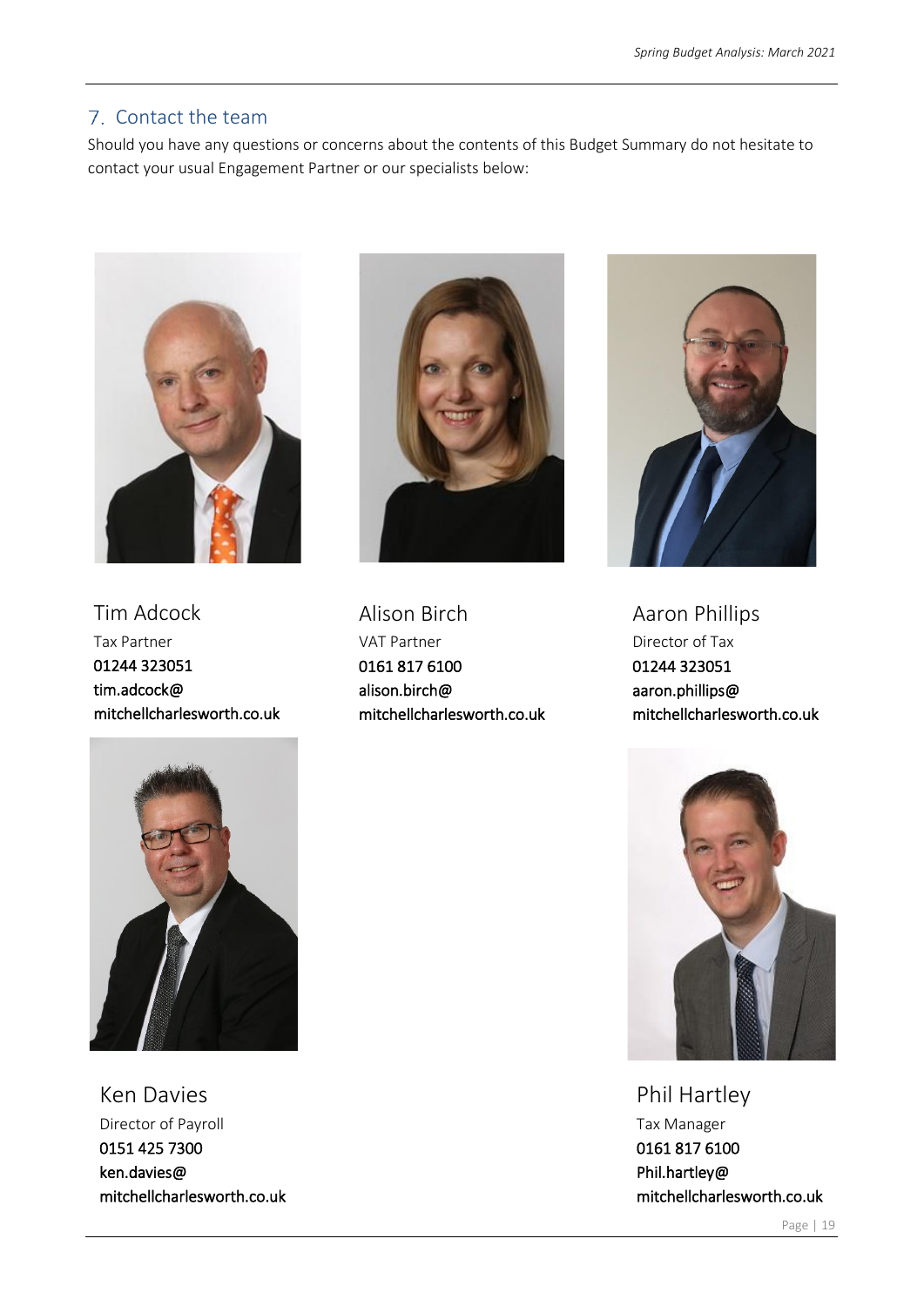## 7. Contact the team

Should you have any questions or concerns about the contents of this Budget Summary do not hesitate to contact your usual Engagement Partner or our specialists below:

Tim Adcock
Tax Partner
**01244 323051**
**tim.adcock@**
**mitchellcharlesworth.co.uk**

Alison Birch
VAT Partner
**0161 817 6100**
**alison.birch@**
**mitchellcharlesworth.co.uk**

Aaron Phillips
Director of Tax
**01244 323051**
**aaron.phillips@**
**mitchellcharlesworth.co.uk**

Ken Davies
Director of Payroll
**0151 425 7300**
**ken.davies@**
**mitchellcharlesworth.co.uk**

Phil Hartley
Tax Manager
**0161 817 6100**
**Phil.hartley@**
**mitchellcharlesworth.co.uk**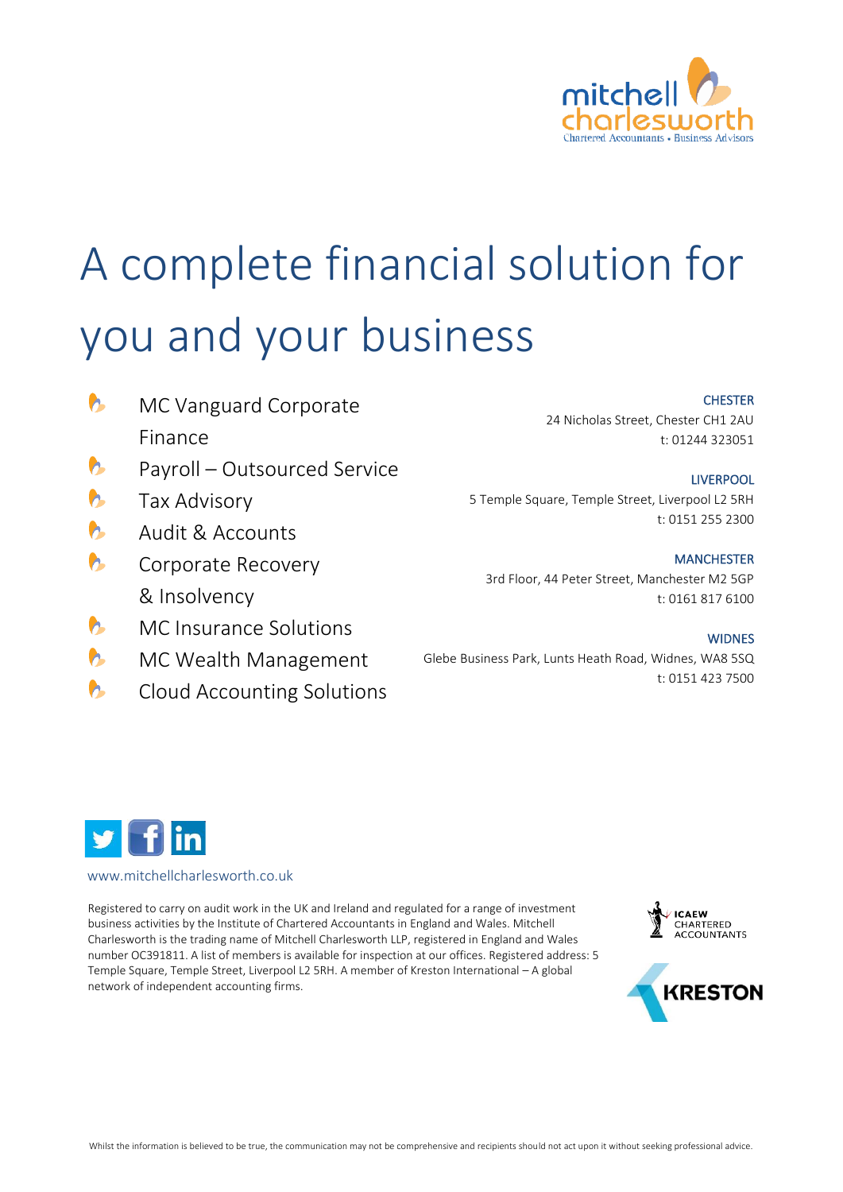mitchell charlesworth
Chartered Accountants • Business Advisors

# A complete financial solution for you and your business

- MC Vanguard Corporate Finance
- Payroll – Outsourced Service
- Tax Advisory
- Audit & Accounts
- Corporate Recovery & Insolvency
- MC Insurance Solutions
- MC Wealth Management
- Cloud Accounting Solutions

**CHESTER**
24 Nicholas Street, Chester CH1 2AU
t: 01244 323051

**LIVERPOOL**
5 Temple Square, Temple Street, Liverpool L2 5RH
t: 0151 255 2300

**MANCHESTER**
3rd Floor, 44 Peter Street, Manchester M2 5GP
t: 0161 817 6100

**WIDNES**
Glebe Business Park, Lunts Heath Road, Widnes, WA8 5SQ
t: 0151 423 7500

www.mitchellcharlesworth.co.uk

Registered to carry on audit work in the UK and Ireland and regulated for a range of investment business activities by the Institute of Chartered Accountants in England and Wales. Mitchell Charlesworth is the trading name of Mitchell Charlesworth LLP, registered in England and Wales number OC391811. A list of members is available for inspection at our offices. Registered address: 5 Temple Square, Temple Street, Liverpool L2 5RH. A member of Kreston International – A global network of independent accounting firms.

ICAEW CHARTERED ACCOUNTANTS

KRESTON

Whilst the information is believed to be true, the communication may not be comprehensive and recipients should not act upon it without seeking professional advice.